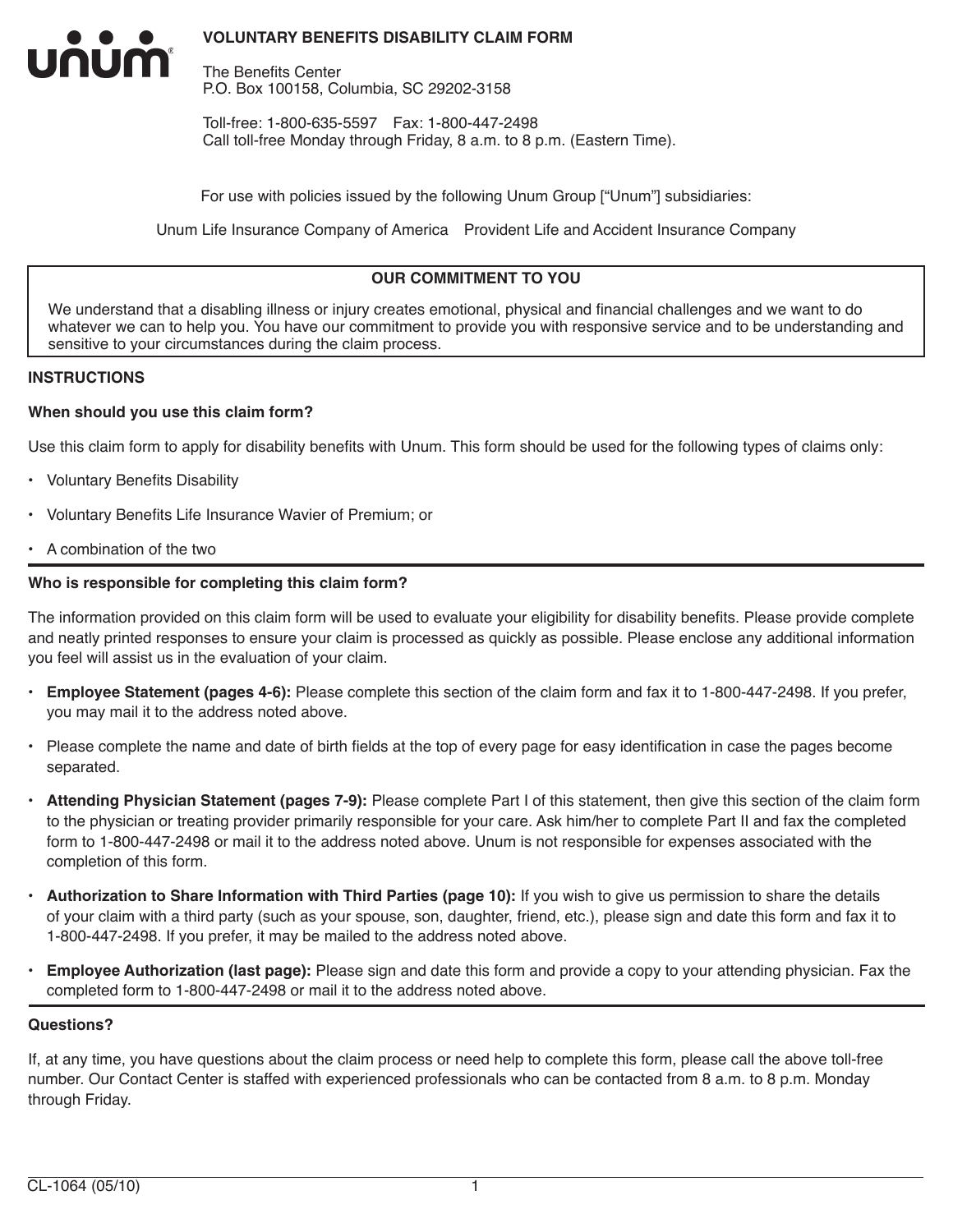unum

# VOLUNTARY BENEFITS DISABILITY CLAIM FORM

The Benefits Center
P.O. Box 100158, Columbia, SC 29202-3158

Toll-free: 1-800-635-5597 Fax: 1-800-447-2498
Call toll-free Monday through Friday, 8 a.m. to 8 p.m. (Eastern Time).

For use with policies issued by the following Unum Group ["Unum"] subsidiaries:

Unum Life Insurance Company of America Provident Life and Accident Insurance Company

## OUR COMMITMENT TO YOU

We understand that a disabling illness or injury creates emotional, physical and financial challenges and we want to do whatever we can to help you. You have our commitment to provide you with responsive service and to be understanding and sensitive to your circumstances during the claim process.

## INSTRUCTIONS

### When should you use this claim form?

Use this claim form to apply for disability benefits with Unum. This form should be used for the following types of claims only:

- Voluntary Benefits Disability
- Voluntary Benefits Life Insurance Wavier of Premium; or
- A combination of the two

### Who is responsible for completing this claim form?

The information provided on this claim form will be used to evaluate your eligibility for disability benefits. Please provide complete and neatly printed responses to ensure your claim is processed as quickly as possible. Please enclose any additional information you feel will assist us in the evaluation of your claim.

- **Employee Statement (pages 4-6):** Please complete this section of the claim form and fax it to 1-800-447-2498. If you prefer, you may mail it to the address noted above.
- Please complete the name and date of birth fields at the top of every page for easy identification in case the pages become separated.
- **Attending Physician Statement (pages 7-9):** Please complete Part I of this statement, then give this section of the claim form to the physician or treating provider primarily responsible for your care. Ask him/her to complete Part II and fax the completed form to 1-800-447-2498 or mail it to the address noted above. Unum is not responsible for expenses associated with the completion of this form.
- **Authorization to Share Information with Third Parties (page 10):** If you wish to give us permission to share the details of your claim with a third party (such as your spouse, son, daughter, friend, etc.), please sign and date this form and fax it to 1-800-447-2498. If you prefer, it may be mailed to the address noted above.
- **Employee Authorization (last page):** Please sign and date this form and provide a copy to your attending physician. Fax the completed form to 1-800-447-2498 or mail it to the address noted above.

### Questions?

If, at any time, you have questions about the claim process or need help to complete this form, please call the above toll-free number. Our Contact Center is staffed with experienced professionals who can be contacted from 8 a.m. to 8 p.m. Monday through Friday.

CL-1064 (05/10)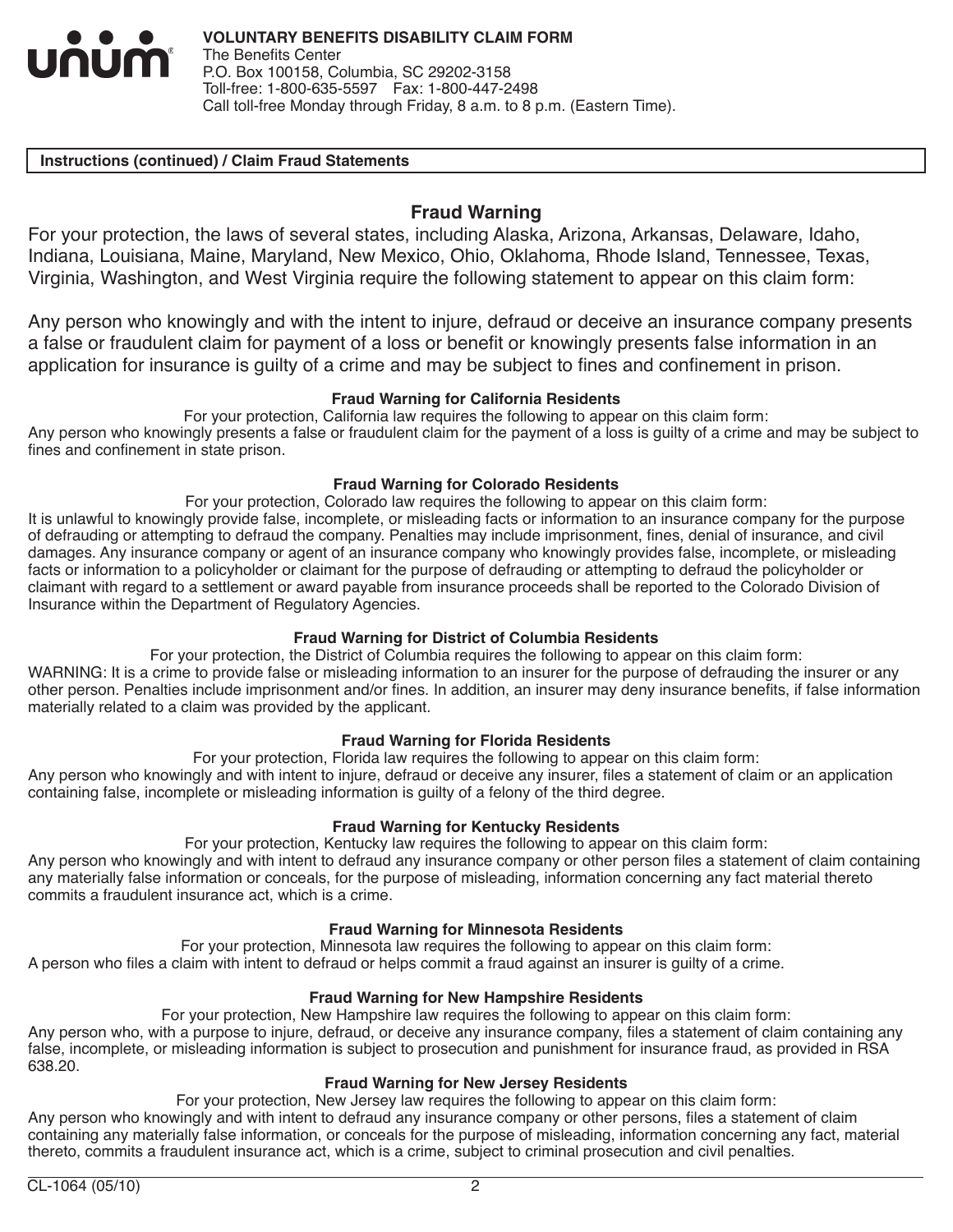**VOLUNTARY BENEFITS DISABILITY CLAIM FORM**
The Benefits Center
P.O. Box 100158, Columbia, SC 29202-3158
Toll-free: 1-800-635-5597 Fax: 1-800-447-2498
Call toll-free Monday through Friday, 8 a.m. to 8 p.m. (Eastern Time).

**Instructions (continued) / Claim Fraud Statements**

## Fraud Warning

For your protection, the laws of several states, including Alaska, Arizona, Arkansas, Delaware, Idaho, Indiana, Louisiana, Maine, Maryland, New Mexico, Ohio, Oklahoma, Rhode Island, Tennessee, Texas, Virginia, Washington, and West Virginia require the following statement to appear on this claim form:

Any person who knowingly and with the intent to injure, defraud or deceive an insurance company presents a false or fraudulent claim for payment of a loss or benefit or knowingly presents false information in an application for insurance is guilty of a crime and may be subject to fines and confinement in prison.

### Fraud Warning for California Residents

For your protection, California law requires the following to appear on this claim form:
Any person who knowingly presents a false or fraudulent claim for the payment of a loss is guilty of a crime and may be subject to fines and confinement in state prison.

### Fraud Warning for Colorado Residents

For your protection, Colorado law requires the following to appear on this claim form:
It is unlawful to knowingly provide false, incomplete, or misleading facts or information to an insurance company for the purpose of defrauding or attempting to defraud the company. Penalties may include imprisonment, fines, denial of insurance, and civil damages. Any insurance company or agent of an insurance company who knowingly provides false, incomplete, or misleading facts or information to a policyholder or claimant for the purpose of defrauding or attempting to defraud the policyholder or claimant with regard to a settlement or award payable from insurance proceeds shall be reported to the Colorado Division of Insurance within the Department of Regulatory Agencies.

### Fraud Warning for District of Columbia Residents

For your protection, the District of Columbia requires the following to appear on this claim form:
WARNING: It is a crime to provide false or misleading information to an insurer for the purpose of defrauding the insurer or any other person. Penalties include imprisonment and/or fines. In addition, an insurer may deny insurance benefits, if false information materially related to a claim was provided by the applicant.

### Fraud Warning for Florida Residents

For your protection, Florida law requires the following to appear on this claim form:
Any person who knowingly and with intent to injure, defraud or deceive any insurer, files a statement of claim or an application containing false, incomplete or misleading information is guilty of a felony of the third degree.

### Fraud Warning for Kentucky Residents

For your protection, Kentucky law requires the following to appear on this claim form:
Any person who knowingly and with intent to defraud any insurance company or other person files a statement of claim containing any materially false information or conceals, for the purpose of misleading, information concerning any fact material thereto commits a fraudulent insurance act, which is a crime.

### Fraud Warning for Minnesota Residents

For your protection, Minnesota law requires the following to appear on this claim form:
A person who files a claim with intent to defraud or helps commit a fraud against an insurer is guilty of a crime.

### Fraud Warning for New Hampshire Residents

For your protection, New Hampshire law requires the following to appear on this claim form:
Any person who, with a purpose to injure, defraud, or deceive any insurance company, files a statement of claim containing any false, incomplete, or misleading information is subject to prosecution and punishment for insurance fraud, as provided in RSA 638.20.

### Fraud Warning for New Jersey Residents

For your protection, New Jersey law requires the following to appear on this claim form:
Any person who knowingly and with intent to defraud any insurance company or other persons, files a statement of claim containing any materially false information, or conceals for the purpose of misleading, information concerning any fact, material thereto, commits a fraudulent insurance act, which is a crime, subject to criminal prosecution and civil penalties.

CL-1064 (05/10)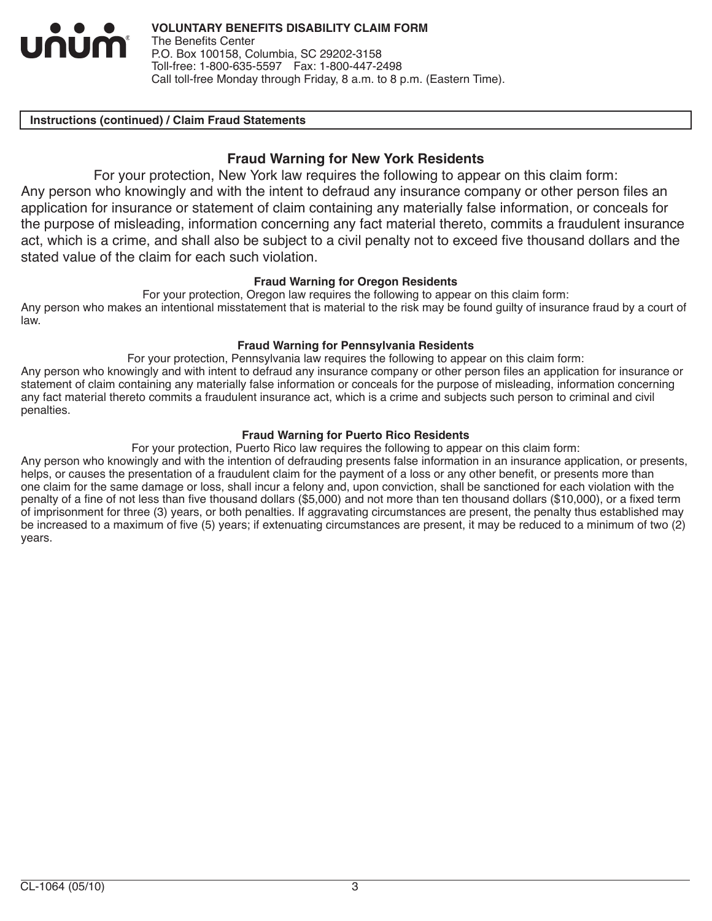**VOLUNTARY BENEFITS DISABILITY CLAIM FORM**
The Benefits Center
P.O. Box 100158, Columbia, SC 29202-3158
Toll-free: 1-800-635-5597 Fax: 1-800-447-2498
Call toll-free Monday through Friday, 8 a.m. to 8 p.m. (Eastern Time).

**Instructions (continued) / Claim Fraud Statements**

## Fraud Warning for New York Residents

For your protection, New York law requires the following to appear on this claim form:
Any person who knowingly and with the intent to defraud any insurance company or other person files an application for insurance or statement of claim containing any materially false information, or conceals for the purpose of misleading, information concerning any fact material thereto, commits a fraudulent insurance act, which is a crime, and shall also be subject to a civil penalty not to exceed five thousand dollars and the stated value of the claim for each such violation.

### Fraud Warning for Oregon Residents

For your protection, Oregon law requires the following to appear on this claim form:
Any person who makes an intentional misstatement that is material to the risk may be found guilty of insurance fraud by a court of law.

### Fraud Warning for Pennsylvania Residents

For your protection, Pennsylvania law requires the following to appear on this claim form:
Any person who knowingly and with intent to defraud any insurance company or other person files an application for insurance or statement of claim containing any materially false information or conceals for the purpose of misleading, information concerning any fact material thereto commits a fraudulent insurance act, which is a crime and subjects such person to criminal and civil penalties.

### Fraud Warning for Puerto Rico Residents

For your protection, Puerto Rico law requires the following to appear on this claim form:
Any person who knowingly and with the intention of defrauding presents false information in an insurance application, or presents, helps, or causes the presentation of a fraudulent claim for the payment of a loss or any other benefit, or presents more than one claim for the same damage or loss, shall incur a felony and, upon conviction, shall be sanctioned for each violation with the penalty of a fine of not less than five thousand dollars ($5,000) and not more than ten thousand dollars ($10,000), or a fixed term of imprisonment for three (3) years, or both penalties. If aggravating circumstances are present, the penalty thus established may be increased to a maximum of five (5) years; if extenuating circumstances are present, it may be reduced to a minimum of two (2) years.

CL-1064 (05/10)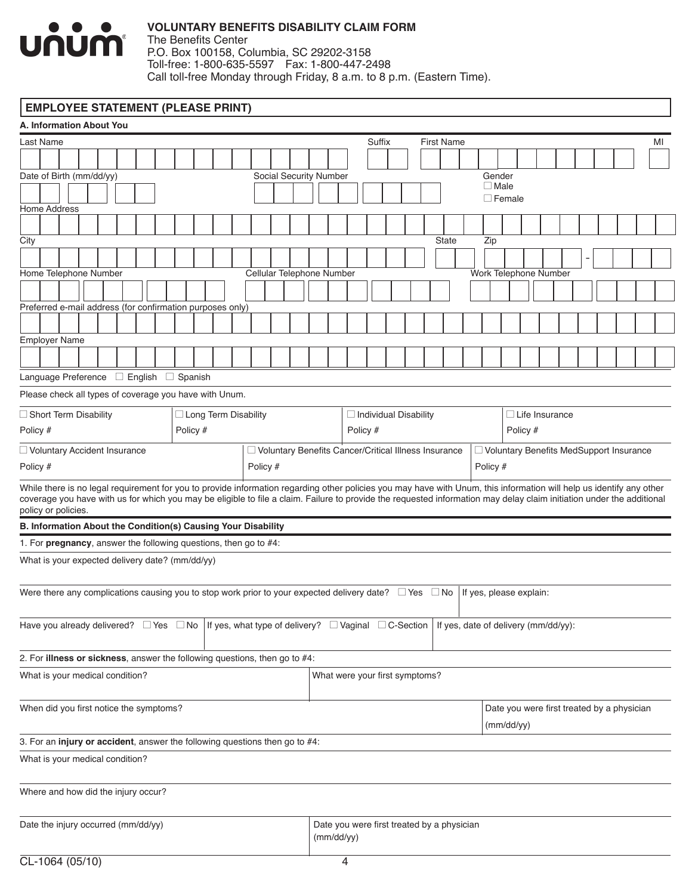**unum**

**VOLUNTARY BENEFITS DISABILITY CLAIM FORM**
The Benefits Center
P.O. Box 100158, Columbia, SC 29202-3158
Toll-free: 1-800-635-5597 Fax: 1-800-447-2498
Call toll-free Monday through Friday, 8 a.m. to 8 p.m. (Eastern Time).

## EMPLOYEE STATEMENT (PLEASE PRINT)

### A. Information About You

Last Name | Suffix | First Name | MI

Date of Birth (mm/dd/yy) | Social Security Number | Gender ☐ Male ☐ Female

Home Address

City | State | Zip

Home Telephone Number | Cellular Telephone Number | Work Telephone Number

Preferred e-mail address (for confirmation purposes only)

Employer Name

Language Preference ☐ English ☐ Spanish

Please check all types of coverage you have with Unum.

| ☐ Short Term Disability | ☐ Long Term Disability | ☐ Individual Disability | ☐ Life Insurance |
|---|---|---|---|
| Policy # | Policy # | Policy # | Policy # |

| ☐ Voluntary Accident Insurance | ☐ Voluntary Benefits Cancer/Critical Illness Insurance | ☐ Voluntary Benefits MedSupport Insurance |
|---|---|---|
| Policy # | Policy # | Policy # |

While there is no legal requirement for you to provide information regarding other policies you may have with Unum, this information will help us identify any other coverage you have with us for which you may be eligible to file a claim. Failure to provide the requested information may delay claim initiation under the additional policy or policies.

### B. Information About the Condition(s) Causing Your Disability

1. For **pregnancy**, answer the following questions, then go to #4:

What is your expected delivery date? (mm/dd/yy)

Were there any complications causing you to stop work prior to your expected delivery date? ☐ Yes ☐ No | If yes, please explain:

Have you already delivered? ☐ Yes ☐ No | If yes, what type of delivery? ☐ Vaginal ☐ C-Section | If yes, date of delivery (mm/dd/yy):

2. For **illness or sickness**, answer the following questions, then go to #4:

What is your medical condition? | What were your first symptoms?

When did you first notice the symptoms? | Date you were first treated by a physician (mm/dd/yy)

3. For an **injury or accident**, answer the following questions then go to #4:

What is your medical condition?

Where and how did the injury occur?

Date the injury occurred (mm/dd/yy) | Date you were first treated by a physician (mm/dd/yy)

CL-1064 (05/10)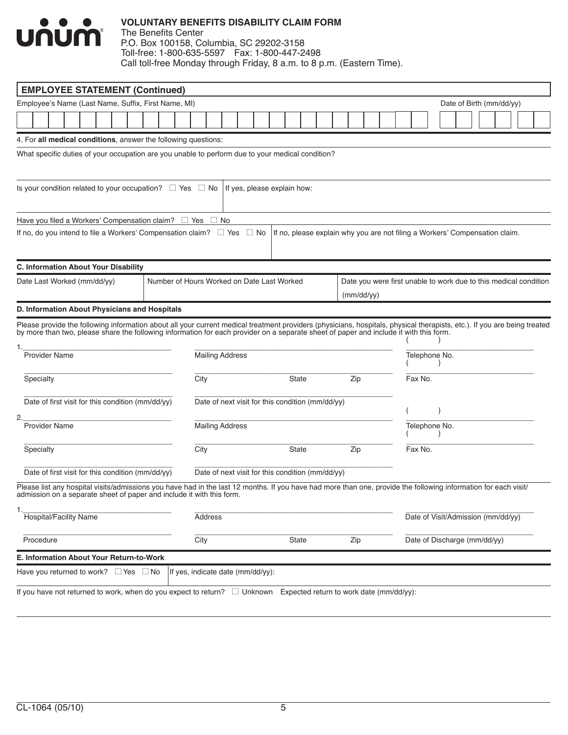**VOLUNTARY BENEFITS DISABILITY CLAIM FORM**
The Benefits Center
P.O. Box 100158, Columbia, SC 29202-3158
Toll-free: 1-800-635-5597 Fax: 1-800-447-2498
Call toll-free Monday through Friday, 8 a.m. to 8 p.m. (Eastern Time).

## EMPLOYEE STATEMENT (Continued)

Employee's Name (Last Name, Suffix, First Name, MI) | Date of Birth (mm/dd/yy)

4. For **all medical conditions**, answer the following questions:

What specific duties of your occupation are you unable to perform due to your medical condition?

Is your condition related to your occupation? ☐ Yes ☐ No | If yes, please explain how:

Have you filed a Workers' Compensation claim? ☐ Yes ☐ No

If no, do you intend to file a Workers' Compensation claim? ☐ Yes ☐ No | If no, please explain why you are not filing a Workers' Compensation claim.

### C. Information About Your Disability

| Date Last Worked (mm/dd/yy) | Number of Hours Worked on Date Last Worked | Date you were first unable to work due to this medical condition (mm/dd/yy) |
|---|---|---|
| | | |

### D. Information About Physicians and Hospitals

Please provide the following information about all your current medical treatment providers (physicians, hospitals, physical therapists, etc.). If you are being treated by more than two, please share the following information for each provider on a separate sheet of paper and include it with this form.

1. Provider Name | Mailing Address | Telephone No. ( )
   Specialty | City | State | Zip | Fax No. ( )
   Date of first visit for this condition (mm/dd/yy) | Date of next visit for this condition (mm/dd/yy)

2. Provider Name | Mailing Address | Telephone No. ( )
   Specialty | City | State | Zip | Fax No. ( )
   Date of first visit for this condition (mm/dd/yy) | Date of next visit for this condition (mm/dd/yy)

Please list any hospital visits/admissions you have had in the last 12 months. If you have had more than one, provide the following information for each visit/admission on a separate sheet of paper and include it with this form.

1. Hospital/Facility Name | Address | Date of Visit/Admission (mm/dd/yy)
   Procedure | City | State | Zip | Date of Discharge (mm/dd/yy)

### E. Information About Your Return-to-Work

Have you returned to work? ☐ Yes ☐ No | If yes, indicate date (mm/dd/yy):

If you have not returned to work, when do you expect to return? ☐ Unknown Expected return to work date (mm/dd/yy):

CL-1064 (05/10)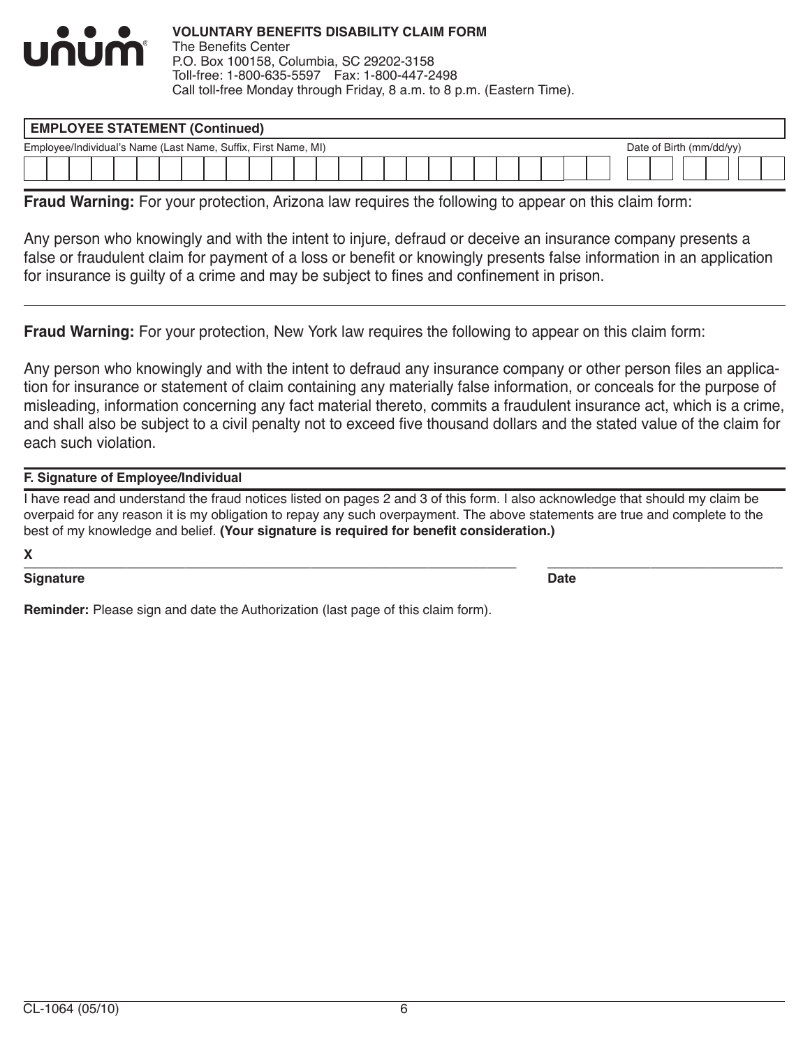**unum**

**VOLUNTARY BENEFITS DISABILITY CLAIM FORM**
The Benefits Center
P.O. Box 100158, Columbia, SC 29202-3158
Toll-free: 1-800-635-5597 Fax: 1-800-447-2498
Call toll-free Monday through Friday, 8 a.m. to 8 p.m. (Eastern Time).

## EMPLOYEE STATEMENT (Continued)

| Employee/Individual's Name (Last Name, Suffix, First Name, MI) | Date of Birth (mm/dd/yy) |
|---|---|
| | |

**Fraud Warning:** For your protection, Arizona law requires the following to appear on this claim form:

Any person who knowingly and with the intent to injure, defraud or deceive an insurance company presents a false or fraudulent claim for payment of a loss or benefit or knowingly presents false information in an application for insurance is guilty of a crime and may be subject to fines and confinement in prison.

**Fraud Warning:** For your protection, New York law requires the following to appear on this claim form:

Any person who knowingly and with the intent to defraud any insurance company or other person files an application for insurance or statement of claim containing any materially false information, or conceals for the purpose of misleading, information concerning any fact material thereto, commits a fraudulent insurance act, which is a crime, and shall also be subject to a civil penalty not to exceed five thousand dollars and the stated value of the claim for each such violation.

### F. Signature of Employee/Individual

I have read and understand the fraud notices listed on pages 2 and 3 of this form. I also acknowledge that should my claim be overpaid for any reason it is my obligation to repay any such overpayment. The above statements are true and complete to the best of my knowledge and belief. **(Your signature is required for benefit consideration.)**

**X** ______________________________ ______________________

**Signature** **Date**

**Reminder:** Please sign and date the Authorization (last page of this claim form).

CL-1064 (05/10)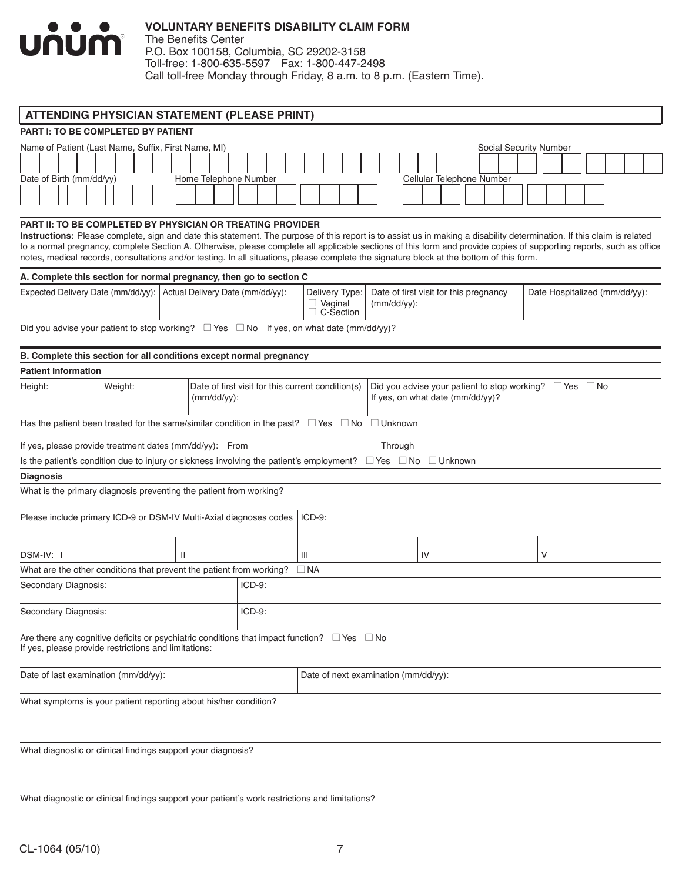**unum**

**VOLUNTARY BENEFITS DISABILITY CLAIM FORM**
The Benefits Center
P.O. Box 100158, Columbia, SC 29202-3158
Toll-free: 1-800-635-5597 Fax: 1-800-447-2498
Call toll-free Monday through Friday, 8 a.m. to 8 p.m. (Eastern Time).

## ATTENDING PHYSICIAN STATEMENT (PLEASE PRINT)

### PART I: TO BE COMPLETED BY PATIENT

| Name of Patient (Last Name, Suffix, First Name, MI) | Social Security Number |
|---|---|
| | |

| Date of Birth (mm/dd/yy) | Home Telephone Number | Cellular Telephone Number |
|---|---|---|
| | | |

### PART II: TO BE COMPLETED BY PHYSICIAN OR TREATING PROVIDER

**Instructions:** Please complete, sign and date this statement. The purpose of this report is to assist us in making a disability determination. If this claim is related to a normal pregnancy, complete Section A. Otherwise, please complete all applicable sections of this form and provide copies of supporting reports, such as office notes, medical records, consultations and/or testing. In all situations, please complete the signature block at the bottom of this form.

**A. Complete this section for normal pregnancy, then go to section C**

| Expected Delivery Date (mm/dd/yy): | Actual Delivery Date (mm/dd/yy): | Delivery Type: ☐ Vaginal ☐ C-Section | Date of first visit for this pregnancy (mm/dd/yy): | Date Hospitalized (mm/dd/yy): |
|---|---|---|---|---|
| | | | | |

Did you advise your patient to stop working? ☐ Yes ☐ No | If yes, on what date (mm/dd/yy)?

**B. Complete this section for all conditions except normal pregnancy**

**Patient Information**

| Height: | Weight: | Date of first visit for this current condition(s) (mm/dd/yy): | Did you advise your patient to stop working? ☐ Yes ☐ No If yes, on what date (mm/dd/yy)? |
|---|---|---|---|
| | | | |

Has the patient been treated for the same/similar condition in the past? ☐ Yes ☐ No ☐ Unknown

If yes, please provide treatment dates (mm/dd/yy): From Through

Is the patient's condition due to injury or sickness involving the patient's employment? ☐ Yes ☐ No ☐ Unknown

**Diagnosis**

What is the primary diagnosis preventing the patient from working?

Please include primary ICD-9 or DSM-IV Multi-Axial diagnoses codes | ICD-9:

| DSM-IV: I | II | III | IV | V |
|---|---|---|---|---|
| | | | | |

What are the other conditions that prevent the patient from working? ☐ NA

| Secondary Diagnosis: | ICD-9: |
|---|---|
| Secondary Diagnosis: | ICD-9: |

Are there any cognitive deficits or psychiatric conditions that impact function? ☐ Yes ☐ No
If yes, please provide restrictions and limitations:

| Date of last examination (mm/dd/yy): | Date of next examination (mm/dd/yy): |
|---|---|
| | |

What symptoms is your patient reporting about his/her condition?

What diagnostic or clinical findings support your diagnosis?

What diagnostic or clinical findings support your patient's work restrictions and limitations?

CL-1064 (05/10)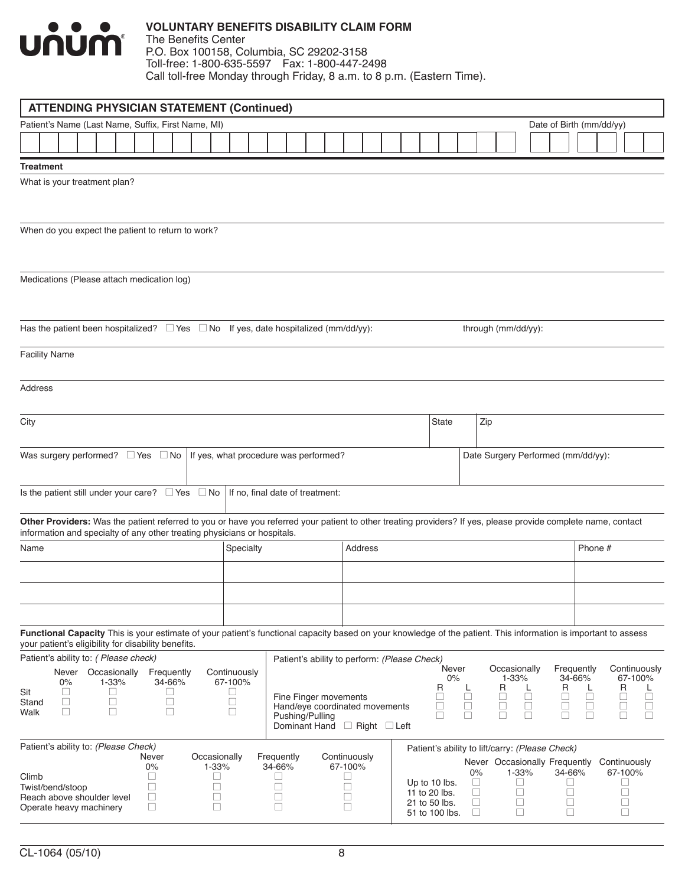# unum

**VOLUNTARY BENEFITS DISABILITY CLAIM FORM**
The Benefits Center
P.O. Box 100158, Columbia, SC 29202-3158
Toll-free: 1-800-635-5597 Fax: 1-800-447-2498
Call toll-free Monday through Friday, 8 a.m. to 8 p.m. (Eastern Time).

## ATTENDING PHYSICIAN STATEMENT (Continued)

Patient's Name (Last Name, Suffix, First Name, MI)

Date of Birth (mm/dd/yy)

### Treatment

What is your treatment plan?

When do you expect the patient to return to work?

Medications (Please attach medication log)

Has the patient been hospitalized? ☐ Yes ☐ No If yes, date hospitalized (mm/dd/yy): through (mm/dd/yy):

Facility Name

Address

| City | State | Zip |
|---|---|---|
| | | |

| Was surgery performed? ☐ Yes ☐ No | If yes, what procedure was performed? | Date Surgery Performed (mm/dd/yy): |
|---|---|---|
| | | |

Is the patient still under your care? ☐ Yes ☐ No If no, final date of treatment:

**Other Providers:** Was the patient referred to you or have you referred your patient to other treating providers? If yes, please provide complete name, contact information and specialty of any other treating physicians or hospitals.

| Name | Specialty | Address | Phone # |
|---|---|---|---|
| | | | |
| | | | |
| | | | |

**Functional Capacity** This is your estimate of your patient's functional capacity based on your knowledge of the patient. This information is important to assess your patient's eligibility for disability benefits.

Patient's ability to: *( Please check)*

| | Never 0% | Occasionally 1-33% | Frequently 34-66% | Continuously 67-100% |
|---|---|---|---|---|
| Sit | ☐ | ☐ | ☐ | ☐ |
| Stand | ☐ | ☐ | ☐ | ☐ |
| Walk | ☐ | ☐ | ☐ | ☐ |

Patient's ability to perform: *(Please Check)*

| | Never 0% R | Never 0% L | Occasionally 1-33% R | Occasionally 1-33% L | Frequently 34-66% R | Frequently 34-66% L | Continuously 67-100% R | Continuously 67-100% L |
|---|---|---|---|---|---|---|---|---|
| Fine Finger movements | ☐ | ☐ | ☐ | ☐ | ☐ | ☐ | ☐ | ☐ |
| Hand/eye coordinated movements | ☐ | ☐ | ☐ | ☐ | ☐ | ☐ | ☐ | ☐ |
| Pushing/Pulling | ☐ | ☐ | ☐ | ☐ | ☐ | ☐ | ☐ | ☐ |

Dominant Hand ☐ Right ☐ Left

Patient's ability to: *(Please Check)*

| | Never 0% | Occasionally 1-33% | Frequently 34-66% | Continuously 67-100% |
|---|---|---|---|---|
| Climb | ☐ | ☐ | ☐ | ☐ |
| Twist/bend/stoop | ☐ | ☐ | ☐ | ☐ |
| Reach above shoulder level | ☐ | ☐ | ☐ | ☐ |
| Operate heavy machinery | ☐ | ☐ | ☐ | ☐ |

Patient's ability to lift/carry: *(Please Check)*

| | Never 0% | Occasionally 1-33% | Frequently 34-66% | Continuously 67-100% |
|---|---|---|---|---|
| Up to 10 lbs. | ☐ | ☐ | ☐ | ☐ |
| 11 to 20 lbs. | ☐ | ☐ | ☐ | ☐ |
| 21 to 50 lbs. | ☐ | ☐ | ☐ | ☐ |
| 51 to 100 lbs. | ☐ | ☐ | ☐ | ☐ |

CL-1064 (05/10)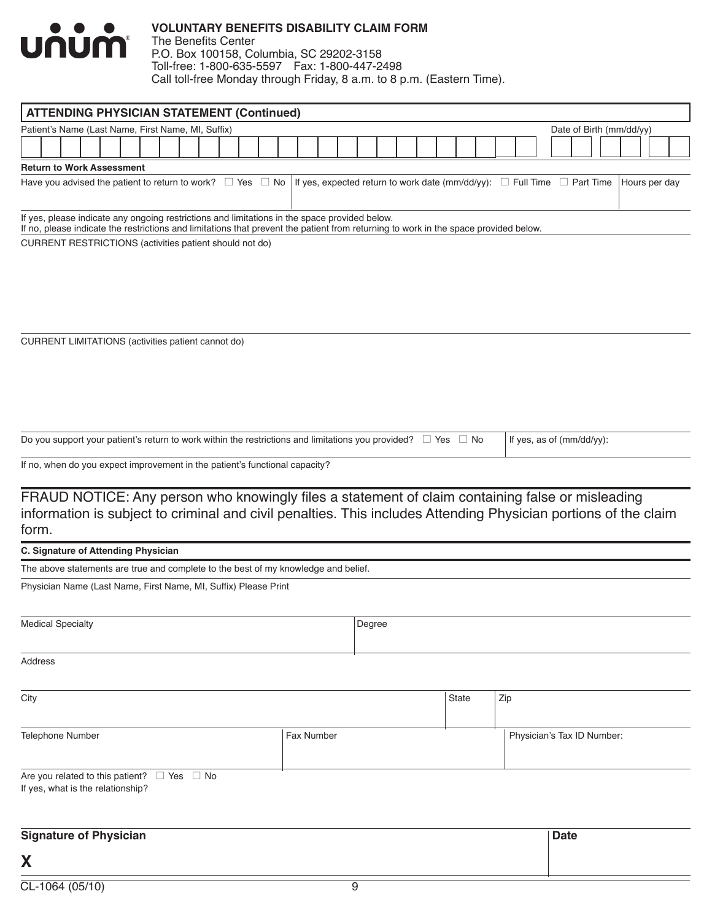**VOLUNTARY BENEFITS DISABILITY CLAIM FORM**
The Benefits Center
P.O. Box 100158, Columbia, SC 29202-3158
Toll-free: 1-800-635-5597 Fax: 1-800-447-2498
Call toll-free Monday through Friday, 8 a.m. to 8 p.m. (Eastern Time).

## ATTENDING PHYSICIAN STATEMENT (Continued)

| Patient's Name (Last Name, First Name, MI, Suffix) | Date of Birth (mm/dd/yy) |
|---|---|
| | |

**Return to Work Assessment**

| Have you advised the patient to return to work? ☐ Yes ☐ No | If yes, expected return to work date (mm/dd/yy): ☐ Full Time ☐ Part Time | Hours per day |
|---|---|---|
| | | |

If yes, please indicate any ongoing restrictions and limitations in the space provided below.
If no, please indicate the restrictions and limitations that prevent the patient from returning to work in the space provided below.

CURRENT RESTRICTIONS (activities patient should not do)

CURRENT LIMITATIONS (activities patient cannot do)

| Do you support your patient's return to work within the restrictions and limitations you provided? ☐ Yes ☐ No | If yes, as of (mm/dd/yy): |
|---|---|
| | |

If no, when do you expect improvement in the patient's functional capacity?

FRAUD NOTICE: Any person who knowingly files a statement of claim containing false or misleading information is subject to criminal and civil penalties. This includes Attending Physician portions of the claim form.

**C. Signature of Attending Physician**

The above statements are true and complete to the best of my knowledge and belief.

Physician Name (Last Name, First Name, MI, Suffix) Please Print

| Medical Specialty | Degree |
|---|---|
| | |

Address

| City | State | Zip |
|---|---|---|
| | | |

| Telephone Number | Fax Number | Physician's Tax ID Number: |
|---|---|---|
| | | |

Are you related to this patient? ☐ Yes ☐ No
If yes, what is the relationship?

| **Signature of Physician** | **Date** |
|---|---|
| **X** | |

CL-1064 (05/10)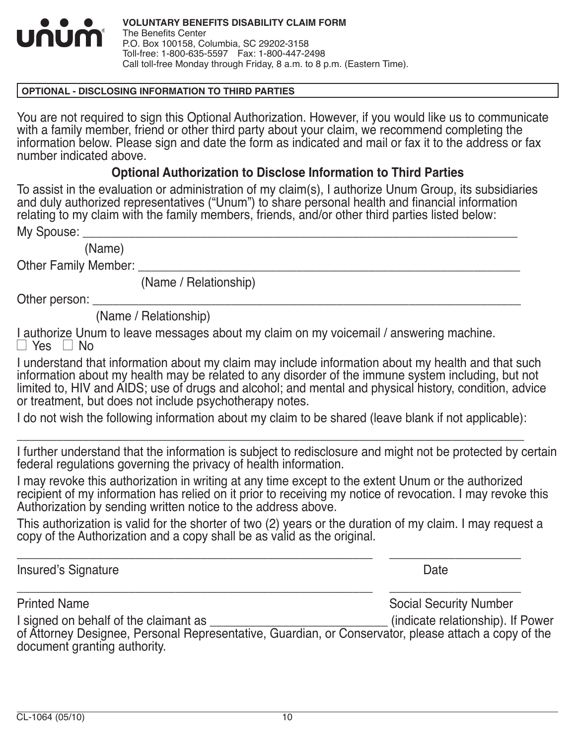**VOLUNTARY BENEFITS DISABILITY CLAIM FORM**
The Benefits Center
P.O. Box 100158, Columbia, SC 29202-3158
Toll-free: 1-800-635-5597 Fax: 1-800-447-2498
Call toll-free Monday through Friday, 8 a.m. to 8 p.m. (Eastern Time).

**OPTIONAL - DISCLOSING INFORMATION TO THIRD PARTIES**

You are not required to sign this Optional Authorization. However, if you would like us to communicate with a family member, friend or other third party about your claim, we recommend completing the information below. Please sign and date the form as indicated and mail or fax it to the address or fax number indicated above.

## Optional Authorization to Disclose Information to Third Parties

To assist in the evaluation or administration of my claim(s), I authorize Unum Group, its subsidiaries and duly authorized representatives ("Unum") to share personal health and financial information relating to my claim with the family members, friends, and/or other third parties listed below:

My Spouse: ______________________________________________________________
(Name)

Other Family Member: ______________________________________________________
(Name / Relationship)

Other person: ____________________________________________________________
(Name / Relationship)

I authorize Unum to leave messages about my claim on my voicemail / answering machine.
☐ Yes ☐ No

I understand that information about my claim may include information about my health and that such information about my health may be related to any disorder of the immune system including, but not limited to, HIV and AIDS; use of drugs and alcohol; and mental and physical history, condition, advice or treatment, but does not include psychotherapy notes.

I do not wish the following information about my claim to be shared (leave blank if not applicable):

_________________________________________________________________________

I further understand that the information is subject to redisclosure and might not be protected by certain federal regulations governing the privacy of health information.

I may revoke this authorization in writing at any time except to the extent Unum or the authorized recipient of my information has relied on it prior to receiving my notice of revocation. I may revoke this Authorization by sending written notice to the address above.

This authorization is valid for the shorter of two (2) years or the duration of my claim. I may request a copy of the Authorization and a copy shall be as valid as the original.

_____________________________________________ ____________________
Insured's Signature Date

_____________________________________________ ____________________
Printed Name Social Security Number

I signed on behalf of the claimant as ___________________________ (indicate relationship). If Power of Attorney Designee, Personal Representative, Guardian, or Conservator, please attach a copy of the document granting authority.

CL-1064 (05/10)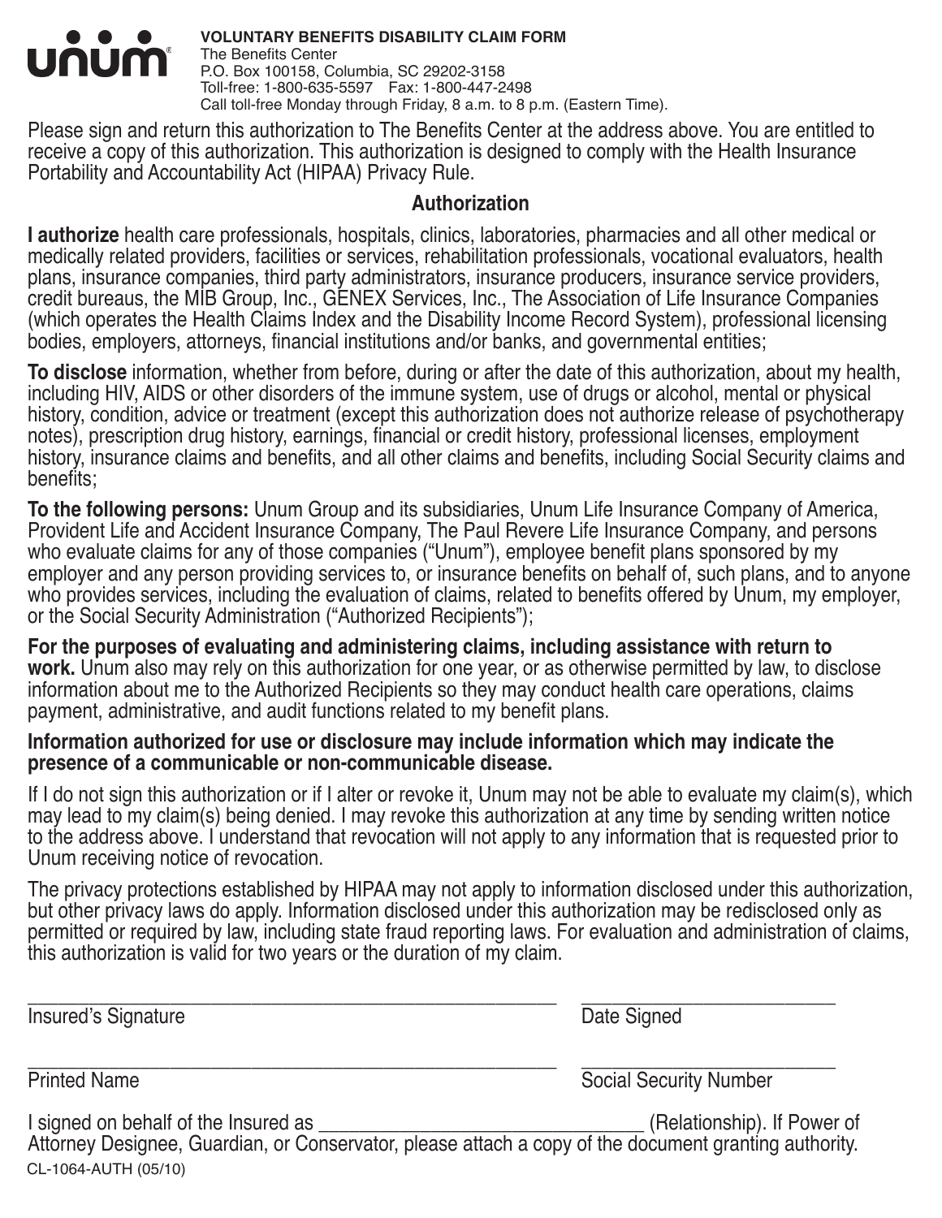**unum**

**VOLUNTARY BENEFITS DISABILITY CLAIM FORM**
The Benefits Center
P.O. Box 100158, Columbia, SC 29202-3158
Toll-free: 1-800-635-5597 Fax: 1-800-447-2498
Call toll-free Monday through Friday, 8 a.m. to 8 p.m. (Eastern Time).

Please sign and return this authorization to The Benefits Center at the address above. You are entitled to receive a copy of this authorization. This authorization is designed to comply with the Health Insurance Portability and Accountability Act (HIPAA) Privacy Rule.

## Authorization

**I authorize** health care professionals, hospitals, clinics, laboratories, pharmacies and all other medical or medically related providers, facilities or services, rehabilitation professionals, vocational evaluators, health plans, insurance companies, third party administrators, insurance producers, insurance service providers, credit bureaus, the MIB Group, Inc., GENEX Services, Inc., The Association of Life Insurance Companies (which operates the Health Claims Index and the Disability Income Record System), professional licensing bodies, employers, attorneys, financial institutions and/or banks, and governmental entities;

**To disclose** information, whether from before, during or after the date of this authorization, about my health, including HIV, AIDS or other disorders of the immune system, use of drugs or alcohol, mental or physical history, condition, advice or treatment (except this authorization does not authorize release of psychotherapy notes), prescription drug history, earnings, financial or credit history, professional licenses, employment history, insurance claims and benefits, and all other claims and benefits, including Social Security claims and benefits;

**To the following persons:** Unum Group and its subsidiaries, Unum Life Insurance Company of America, Provident Life and Accident Insurance Company, The Paul Revere Life Insurance Company, and persons who evaluate claims for any of those companies ("Unum"), employee benefit plans sponsored by my employer and any person providing services to, or insurance benefits on behalf of, such plans, and to anyone who provides services, including the evaluation of claims, related to benefits offered by Unum, my employer, or the Social Security Administration ("Authorized Recipients");

**For the purposes of evaluating and administering claims, including assistance with return to work.** Unum also may rely on this authorization for one year, or as otherwise permitted by law, to disclose information about me to the Authorized Recipients so they may conduct health care operations, claims payment, administrative, and audit functions related to my benefit plans.

**Information authorized for use or disclosure may include information which may indicate the presence of a communicable or non-communicable disease.**

If I do not sign this authorization or if I alter or revoke it, Unum may not be able to evaluate my claim(s), which may lead to my claim(s) being denied. I may revoke this authorization at any time by sending written notice to the address above. I understand that revocation will not apply to any information that is requested prior to Unum receiving notice of revocation.

The privacy protections established by HIPAA may not apply to information disclosed under this authorization, but other privacy laws do apply. Information disclosed under this authorization may be redisclosed only as permitted or required by law, including state fraud reporting laws. For evaluation and administration of claims, this authorization is valid for two years or the duration of my claim.

_______________________________________________ _________________________
Insured's Signature Date Signed

_______________________________________________ _________________________
Printed Name Social Security Number

I signed on behalf of the Insured as ________________________________ (Relationship). If Power of Attorney Designee, Guardian, or Conservator, please attach a copy of the document granting authority.

CL-1064-AUTH (05/10)